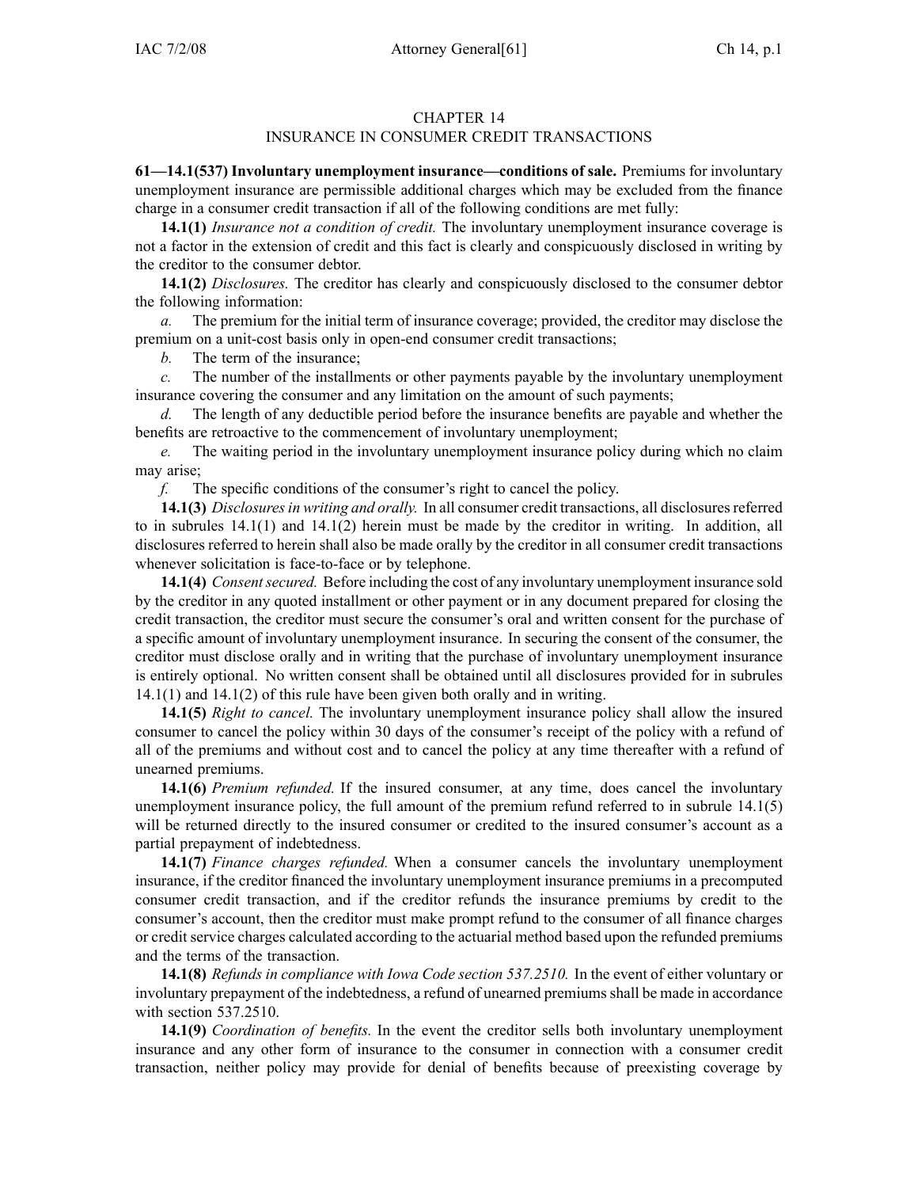# CHAPTER 14
## INSURANCE IN CONSUMER CREDIT TRANSACTIONS

**61—14.1(537) Involuntary unemployment insurance—conditions of sale.** Premiums for involuntary unemployment insurance are permissible additional charges which may be excluded from the finance charge in a consumer credit transaction if all of the following conditions are met fully:

**14.1(1)** *Insurance not a condition of credit.* The involuntary unemployment insurance coverage is not a factor in the extension of credit and this fact is clearly and conspicuously disclosed in writing by the creditor to the consumer debtor.

**14.1(2)** *Disclosures.* The creditor has clearly and conspicuously disclosed to the consumer debtor the following information:

*a.* The premium for the initial term of insurance coverage; provided, the creditor may disclose the premium on a unit-cost basis only in open-end consumer credit transactions;

*b.* The term of the insurance;

*c.* The number of the installments or other payments payable by the involuntary unemployment insurance covering the consumer and any limitation on the amount of such payments;

*d.* The length of any deductible period before the insurance benefits are payable and whether the benefits are retroactive to the commencement of involuntary unemployment;

*e.* The waiting period in the involuntary unemployment insurance policy during which no claim may arise;

*f.* The specific conditions of the consumer's right to cancel the policy.

**14.1(3)** *Disclosures in writing and orally.* In all consumer credit transactions, all disclosures referred to in subrules 14.1(1) and 14.1(2) herein must be made by the creditor in writing. In addition, all disclosures referred to herein shall also be made orally by the creditor in all consumer credit transactions whenever solicitation is face-to-face or by telephone.

**14.1(4)** *Consent secured.* Before including the cost of any involuntary unemployment insurance sold by the creditor in any quoted installment or other payment or in any document prepared for closing the credit transaction, the creditor must secure the consumer's oral and written consent for the purchase of a specific amount of involuntary unemployment insurance. In securing the consent of the consumer, the creditor must disclose orally and in writing that the purchase of involuntary unemployment insurance is entirely optional. No written consent shall be obtained until all disclosures provided for in subrules 14.1(1) and 14.1(2) of this rule have been given both orally and in writing.

**14.1(5)** *Right to cancel.* The involuntary unemployment insurance policy shall allow the insured consumer to cancel the policy within 30 days of the consumer's receipt of the policy with a refund of all of the premiums and without cost and to cancel the policy at any time thereafter with a refund of unearned premiums.

**14.1(6)** *Premium refunded.* If the insured consumer, at any time, does cancel the involuntary unemployment insurance policy, the full amount of the premium refund referred to in subrule 14.1(5) will be returned directly to the insured consumer or credited to the insured consumer's account as a partial prepayment of indebtedness.

**14.1(7)** *Finance charges refunded.* When a consumer cancels the involuntary unemployment insurance, if the creditor financed the involuntary unemployment insurance premiums in a precomputed consumer credit transaction, and if the creditor refunds the insurance premiums by credit to the consumer's account, then the creditor must make prompt refund to the consumer of all finance charges or credit service charges calculated according to the actuarial method based upon the refunded premiums and the terms of the transaction.

**14.1(8)** *Refunds in compliance with Iowa Code section 537.2510.* In the event of either voluntary or involuntary prepayment of the indebtedness, a refund of unearned premiums shall be made in accordance with section 537.2510.

**14.1(9)** *Coordination of benefits.* In the event the creditor sells both involuntary unemployment insurance and any other form of insurance to the consumer in connection with a consumer credit transaction, neither policy may provide for denial of benefits because of preexisting coverage by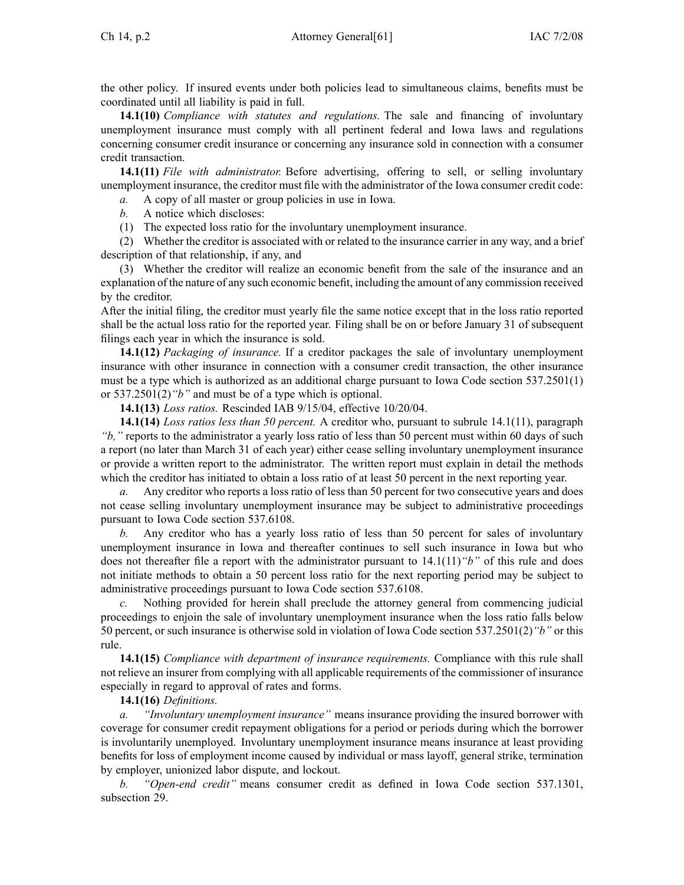the other policy. If insured events under both policies lead to simultaneous claims, benefits must be coordinated until all liability is paid in full.

**14.1(10)** *Compliance with statutes and regulations.* The sale and financing of involuntary unemployment insurance must comply with all pertinent federal and Iowa laws and regulations concerning consumer credit insurance or concerning any insurance sold in connection with a consumer credit transaction.

**14.1(11)** *File with administrator.* Before advertising, offering to sell, or selling involuntary unemployment insurance, the creditor must file with the administrator of the Iowa consumer credit code:

*a.* A copy of all master or group policies in use in Iowa.

*b.* A notice which discloses:

(1) The expected loss ratio for the involuntary unemployment insurance.

(2) Whether the creditor is associated with or related to the insurance carrier in any way, and a brief description of that relationship, if any, and

(3) Whether the creditor will realize an economic benefit from the sale of the insurance and an explanation of the nature of any such economic benefit, including the amount of any commission received by the creditor.

After the initial filing, the creditor must yearly file the same notice except that in the loss ratio reported shall be the actual loss ratio for the reported year. Filing shall be on or before January 31 of subsequent filings each year in which the insurance is sold.

**14.1(12)** *Packaging of insurance.* If a creditor packages the sale of involuntary unemployment insurance with other insurance in connection with a consumer credit transaction, the other insurance must be a type which is authorized as an additional charge pursuant to Iowa Code section 537.2501(1) or 537.2501(2)*"b"* and must be of a type which is optional.

**14.1(13)** *Loss ratios.* Rescinded IAB 9/15/04, effective 10/20/04.

**14.1(14)** *Loss ratios less than 50 percent.* A creditor who, pursuant to subrule 14.1(11), paragraph *"b,"* reports to the administrator a yearly loss ratio of less than 50 percent must within 60 days of such a report (no later than March 31 of each year) either cease selling involuntary unemployment insurance or provide a written report to the administrator. The written report must explain in detail the methods which the creditor has initiated to obtain a loss ratio of at least 50 percent in the next reporting year.

*a.* Any creditor who reports a loss ratio of less than 50 percent for two consecutive years and does not cease selling involuntary unemployment insurance may be subject to administrative proceedings pursuant to Iowa Code section 537.6108.

*b.* Any creditor who has a yearly loss ratio of less than 50 percent for sales of involuntary unemployment insurance in Iowa and thereafter continues to sell such insurance in Iowa but who does not thereafter file a report with the administrator pursuant to 14.1(11)*"b"* of this rule and does not initiate methods to obtain a 50 percent loss ratio for the next reporting period may be subject to administrative proceedings pursuant to Iowa Code section 537.6108.

*c.* Nothing provided for herein shall preclude the attorney general from commencing judicial proceedings to enjoin the sale of involuntary unemployment insurance when the loss ratio falls below 50 percent, or such insurance is otherwise sold in violation of Iowa Code section 537.2501(2)*"b"* or this rule.

**14.1(15)** *Compliance with department of insurance requirements.* Compliance with this rule shall not relieve an insurer from complying with all applicable requirements of the commissioner of insurance especially in regard to approval of rates and forms.

**14.1(16)** *Definitions.*

*a.* *"Involuntary unemployment insurance"* means insurance providing the insured borrower with coverage for consumer credit repayment obligations for a period or periods during which the borrower is involuntarily unemployed. Involuntary unemployment insurance means insurance at least providing benefits for loss of employment income caused by individual or mass layoff, general strike, termination by employer, unionized labor dispute, and lockout.

*b.* *"Open-end credit"* means consumer credit as defined in Iowa Code section 537.1301, subsection 29.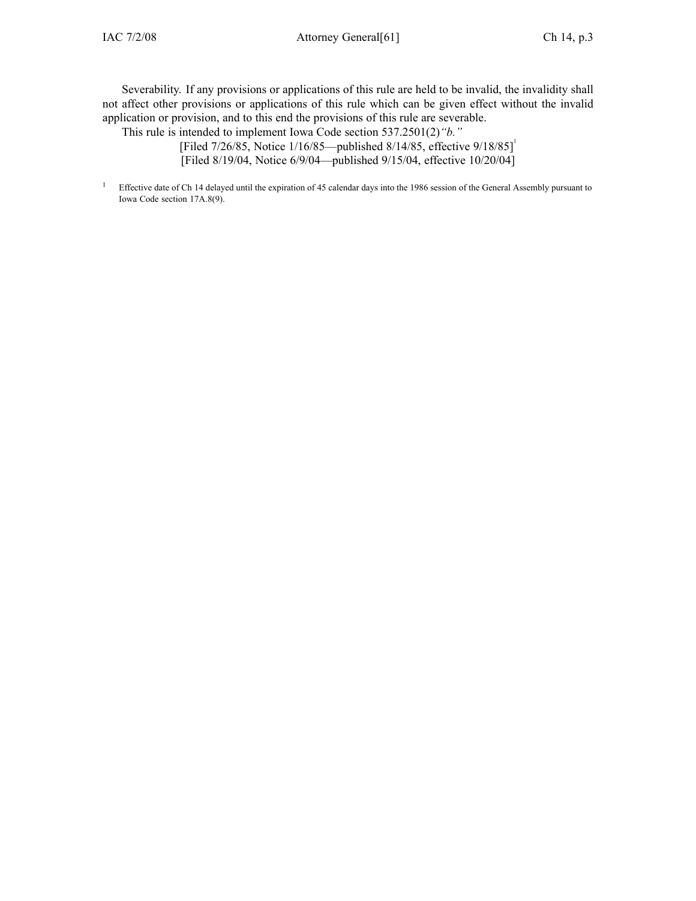Severability. If any provisions or applications of this rule are held to be invalid, the invalidity shall not affect other provisions or applications of this rule which can be given effect without the invalid application or provision, and to this end the provisions of this rule are severable.

This rule is intended to implement Iowa Code section 537.2501(2)*"b."*

[Filed 7/26/85, Notice 1/16/85—published 8/14/85, effective 9/18/85][1]

[Filed 8/19/04, Notice 6/9/04—published 9/15/04, effective 10/20/04]

[1] Effective date of Ch 14 delayed until the expiration of 45 calendar days into the 1986 session of the General Assembly pursuant to Iowa Code section 17A.8(9).